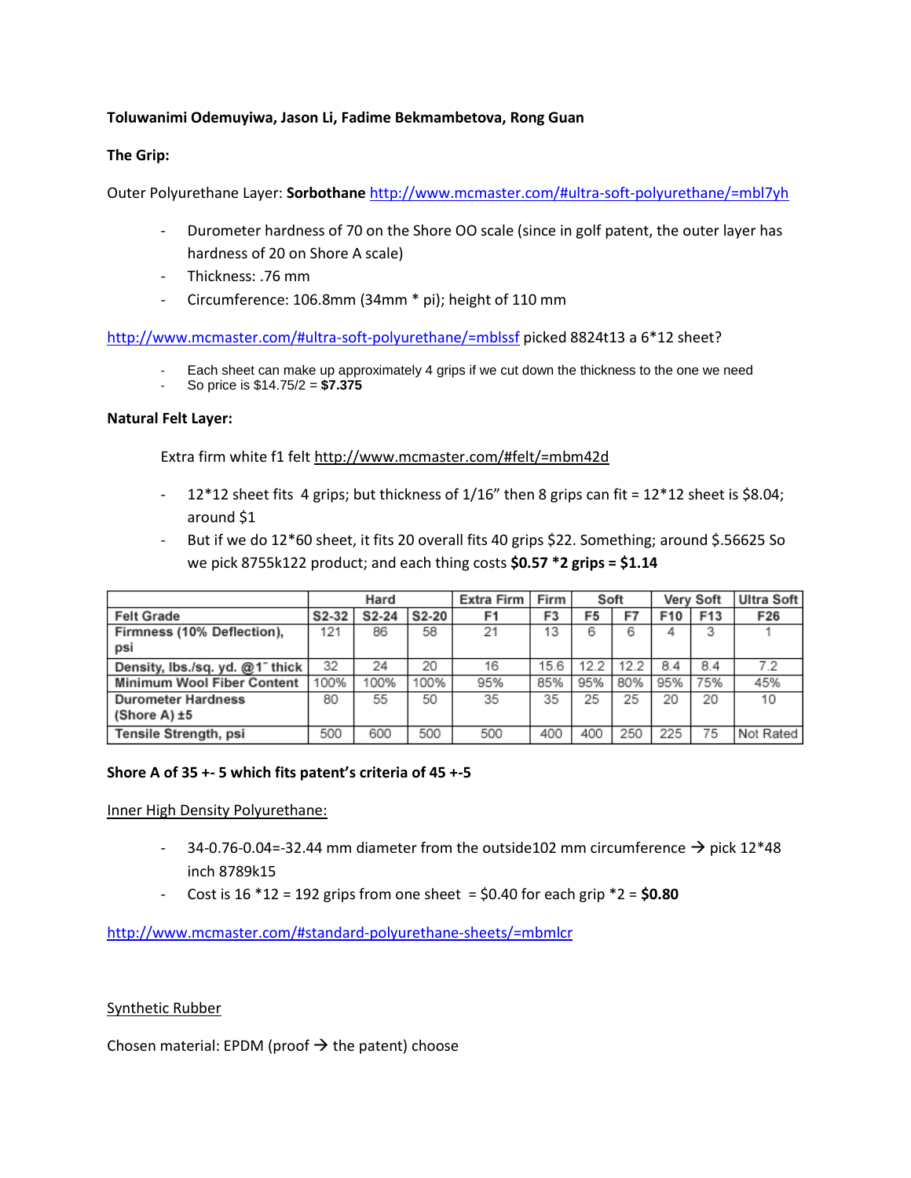**Toluwanimi Odemuyiwa, Jason Li, Fadime Bekmambetova, Rong Guan**

**The Grip:**

Outer Polyurethane Layer: **Sorbothane** http://www.mcmaster.com/#ultra-soft-polyurethane/=mbl7yh

- Durometer hardness of 70 on the Shore OO scale (since in golf patent, the outer layer has hardness of 20 on Shore A scale)
- Thickness: .76 mm
- Circumference: 106.8mm (34mm * pi); height of 110 mm

http://www.mcmaster.com/#ultra-soft-polyurethane/=mblssf picked 8824t13 a 6*12 sheet?

- Each sheet can make up approximately 4 grips if we cut down the thickness to the one we need
- So price is $14.75/2 = **$7.375**

**Natural Felt Layer:**

Extra firm white f1 felt http://www.mcmaster.com/#felt/=mbm42d

- 12*12 sheet fits 4 grips; but thickness of 1/16" then 8 grips can fit = 12*12 sheet is $8.04; around $1
- But if we do 12*60 sheet, it fits 20 overall fits 40 grips $22. Something; around $.56625 So we pick 8755k122 product; and each thing costs **$0.57 *2 grips = $1.14**

| | Hard | | | Extra Firm | Firm | Soft | | Very Soft | | Ultra Soft |
|---|---|---|---|---|---|---|---|---|---|---|
| Felt Grade | S2-32 | S2-24 | S2-20 | F1 | F3 | F5 | F7 | F10 | F13 | F26 |
| Firmness (10% Deflection), psi | 121 | 86 | 58 | 21 | 13 | 6 | 6 | 4 | 3 | 1 |
| Density, lbs./sq. yd. @1" thick | 32 | 24 | 20 | 16 | 15.6 | 12.2 | 12.2 | 8.4 | 8.4 | 7.2 |
| Minimum Wool Fiber Content | 100% | 100% | 100% | 95% | 85% | 95% | 80% | 95% | 75% | 45% |
| Durometer Hardness (Shore A) ±5 | 80 | 55 | 50 | 35 | 35 | 25 | 25 | 20 | 20 | 10 |
| Tensile Strength, psi | 500 | 600 | 500 | 500 | 400 | 400 | 250 | 225 | 75 | Not Rated |

**Shore A of 35 +- 5 which fits patent's criteria of 45 +-5**

Inner High Density Polyurethane:

- 34-0.76-0.04=-32.44 mm diameter from the outside102 mm circumference → pick 12*48 inch 8789k15
- Cost is 16 *12 = 192 grips from one sheet = $0.40 for each grip *2 = **$0.80**

http://www.mcmaster.com/#standard-polyurethane-sheets/=mbmlcr

Synthetic Rubber

Chosen material: EPDM (proof → the patent) choose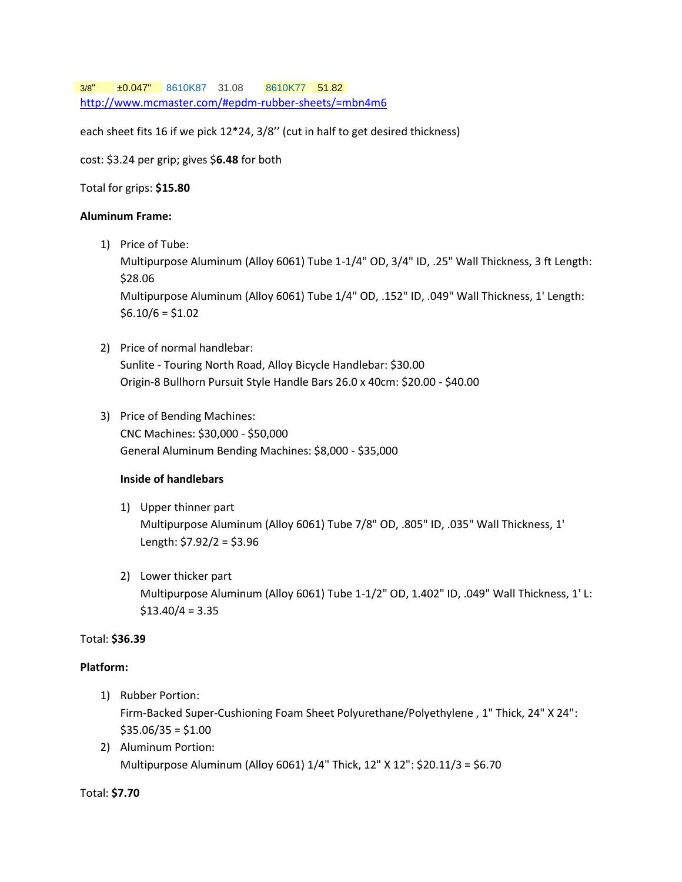| 3/8" | ±0.047" | 8610K87 | 31.08 | 8610K77 | 51.82 |
|---|---|---|---|---|---|

http://www.mcmaster.com/#epdm-rubber-sheets/=mbn4m6

each sheet fits 16 if we pick 12*24, 3/8’’ (cut in half to get desired thickness)

cost: $3.24 per grip; gives $**6.48** for both

Total for grips: **$15.80**

**Aluminum Frame:**

1) Price of Tube:
   Multipurpose Aluminum (Alloy 6061) Tube 1-1/4" OD, 3/4" ID, .25" Wall Thickness, 3 ft Length: $28.06
   Multipurpose Aluminum (Alloy 6061) Tube 1/4" OD, .152" ID, .049" Wall Thickness, 1' Length: $6.10/6 = $1.02

2) Price of normal handlebar:
   Sunlite - Touring North Road, Alloy Bicycle Handlebar: $30.00
   Origin-8 Bullhorn Pursuit Style Handle Bars 26.0 x 40cm: $20.00 - $40.00

3) Price of Bending Machines:
   CNC Machines: $30,000 - $50,000
   General Aluminum Bending Machines: $8,000 - $35,000

   **Inside of handlebars**

   1) Upper thinner part
      Multipurpose Aluminum (Alloy 6061) Tube 7/8" OD, .805" ID, .035" Wall Thickness, 1' Length: $7.92/2 = $3.96

   2) Lower thicker part
      Multipurpose Aluminum (Alloy 6061) Tube 1-1/2" OD, 1.402" ID, .049" Wall Thickness, 1' L: $13.40/4 = 3.35

Total: **$36.39**

**Platform:**

1) Rubber Portion:
   Firm-Backed Super-Cushioning Foam Sheet Polyurethane/Polyethylene , 1" Thick, 24" X 24": $35.06/35 = $1.00
2) Aluminum Portion:
   Multipurpose Aluminum (Alloy 6061) 1/4" Thick, 12" X 12": $20.11/3 = $6.70

Total: **$7.70**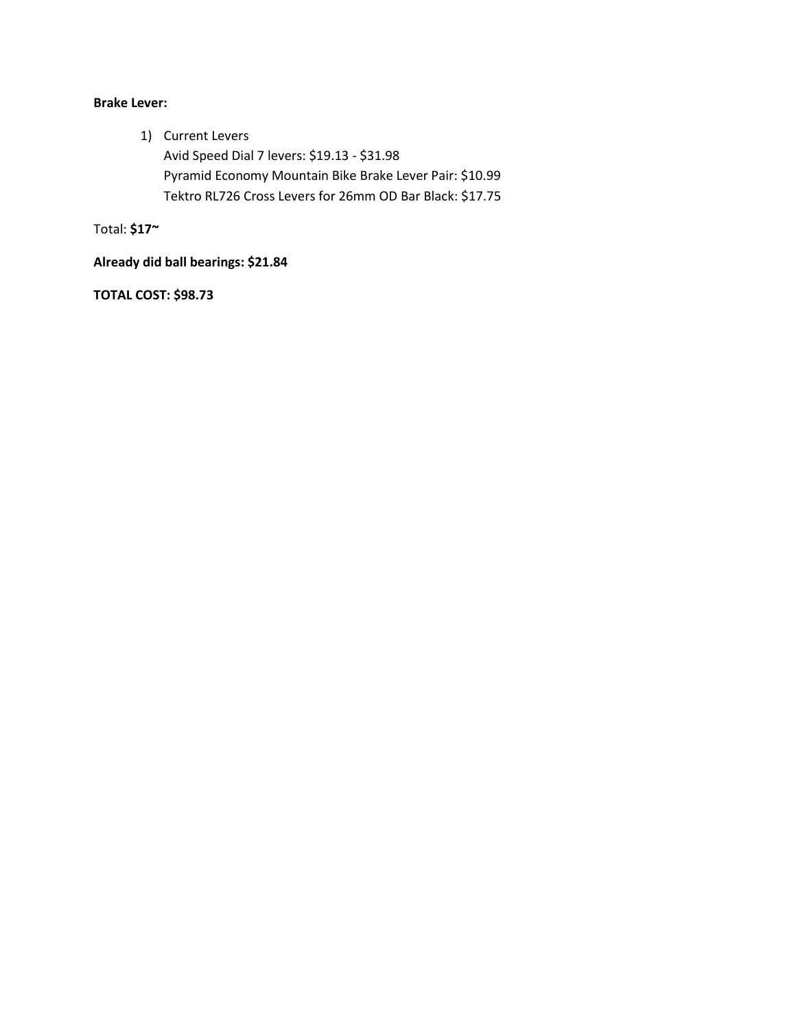**Brake Lever:**

1) Current Levers
   Avid Speed Dial 7 levers: $19.13 - $31.98
   Pyramid Economy Mountain Bike Brake Lever Pair: $10.99
   Tektro RL726 Cross Levers for 26mm OD Bar Black: $17.75

Total: **$17~**

**Already did ball bearings: $21.84**

**TOTAL COST: $98.73**